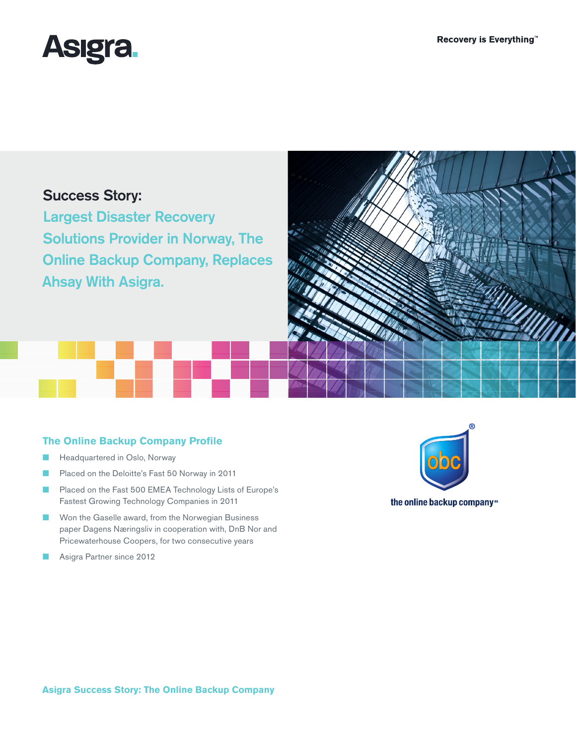# Success Story:

## Largest Disaster Recovery Solutions Provider in Norway, The Online Backup Company, Replaces Ahsay With Asigra.

### The Online Backup Company Profile

- Headquartered in Oslo, Norway
- Placed on the Deloitte's Fast 50 Norway in 2011
- Placed on the Fast 500 EMEA Technology Lists of Europe's Fastest Growing Technology Companies in 2011
- Won the Gaselle award, from the Norwegian Business paper Dagens Næringsliv in cooperation with, DnB Nor and Pricewaterhouse Coopers, for two consecutive years
- Asigra Partner since 2012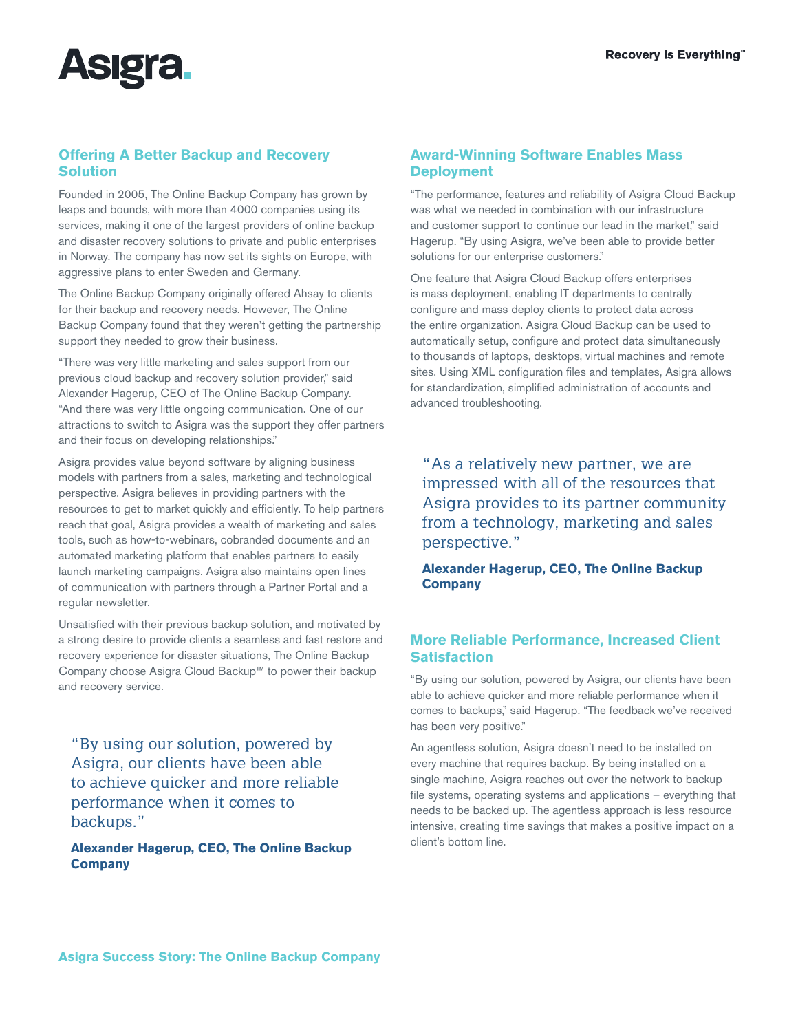## Offering A Better Backup and Recovery Solution

Founded in 2005, The Online Backup Company has grown by leaps and bounds, with more than 4000 companies using its services, making it one of the largest providers of online backup and disaster recovery solutions to private and public enterprises in Norway. The company has now set its sights on Europe, with aggressive plans to enter Sweden and Germany.

The Online Backup Company originally offered Ahsay to clients for their backup and recovery needs. However, The Online Backup Company found that they weren't getting the partnership support they needed to grow their business.

"There was very little marketing and sales support from our previous cloud backup and recovery solution provider," said Alexander Hagerup, CEO of The Online Backup Company. "And there was very little ongoing communication. One of our attractions to switch to Asigra was the support they offer partners and their focus on developing relationships."

Asigra provides value beyond software by aligning business models with partners from a sales, marketing and technological perspective. Asigra believes in providing partners with the resources to get to market quickly and efficiently. To help partners reach that goal, Asigra provides a wealth of marketing and sales tools, such as how-to-webinars, cobranded documents and an automated marketing platform that enables partners to easily launch marketing campaigns. Asigra also maintains open lines of communication with partners through a Partner Portal and a regular newsletter.

Unsatisfied with their previous backup solution, and motivated by a strong desire to provide clients a seamless and fast restore and recovery experience for disaster situations, The Online Backup Company choose Asigra Cloud Backup™ to power their backup and recovery service.

> "By using our solution, powered by Asigra, our clients have been able to achieve quicker and more reliable performance when it comes to backups."
>
> **Alexander Hagerup, CEO, The Online Backup Company**

## Award-Winning Software Enables Mass Deployment

"The performance, features and reliability of Asigra Cloud Backup was what we needed in combination with our infrastructure and customer support to continue our lead in the market," said Hagerup. "By using Asigra, we've been able to provide better solutions for our enterprise customers."

One feature that Asigra Cloud Backup offers enterprises is mass deployment, enabling IT departments to centrally configure and mass deploy clients to protect data across the entire organization. Asigra Cloud Backup can be used to automatically setup, configure and protect data simultaneously to thousands of laptops, desktops, virtual machines and remote sites. Using XML configuration files and templates, Asigra allows for standardization, simplified administration of accounts and advanced troubleshooting.

> "As a relatively new partner, we are impressed with all of the resources that Asigra provides to its partner community from a technology, marketing and sales perspective."
>
> **Alexander Hagerup, CEO, The Online Backup Company**

## More Reliable Performance, Increased Client Satisfaction

"By using our solution, powered by Asigra, our clients have been able to achieve quicker and more reliable performance when it comes to backups," said Hagerup. "The feedback we've received has been very positive."

An agentless solution, Asigra doesn't need to be installed on every machine that requires backup. By being installed on a single machine, Asigra reaches out over the network to backup file systems, operating systems and applications – everything that needs to be backed up. The agentless approach is less resource intensive, creating time savings that makes a positive impact on a client's bottom line.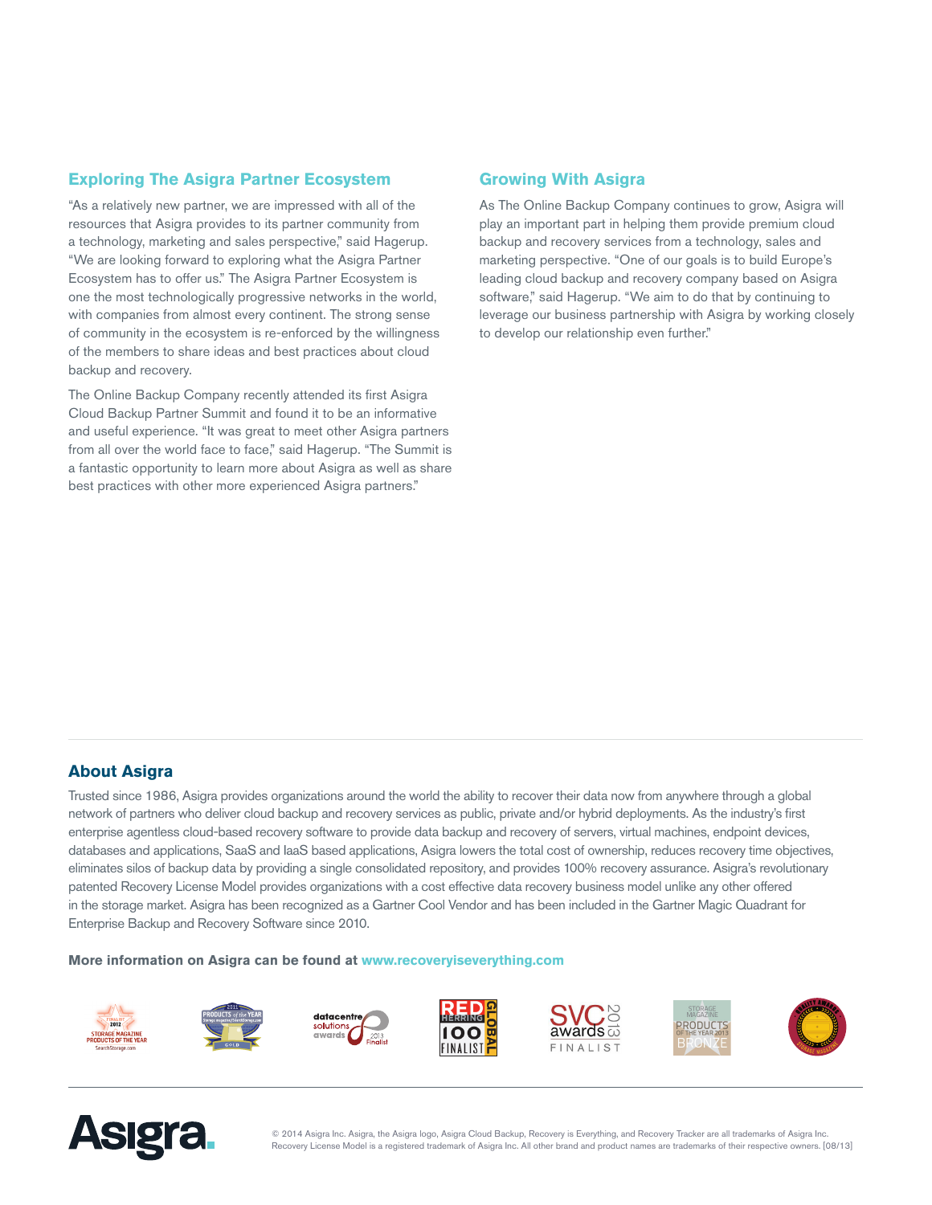## Exploring The Asigra Partner Ecosystem

"As a relatively new partner, we are impressed with all of the resources that Asigra provides to its partner community from a technology, marketing and sales perspective," said Hagerup. "We are looking forward to exploring what the Asigra Partner Ecosystem has to offer us." The Asigra Partner Ecosystem is one the most technologically progressive networks in the world, with companies from almost every continent. The strong sense of community in the ecosystem is re-enforced by the willingness of the members to share ideas and best practices about cloud backup and recovery.

The Online Backup Company recently attended its first Asigra Cloud Backup Partner Summit and found it to be an informative and useful experience. "It was great to meet other Asigra partners from all over the world face to face," said Hagerup. "The Summit is a fantastic opportunity to learn more about Asigra as well as share best practices with other more experienced Asigra partners."

## Growing With Asigra

As The Online Backup Company continues to grow, Asigra will play an important part in helping them provide premium cloud backup and recovery services from a technology, sales and marketing perspective. "One of our goals is to build Europe's leading cloud backup and recovery company based on Asigra software," said Hagerup. "We aim to do that by continuing to leverage our business partnership with Asigra by working closely to develop our relationship even further."

## About Asigra

Trusted since 1986, Asigra provides organizations around the world the ability to recover their data now from anywhere through a global network of partners who deliver cloud backup and recovery services as public, private and/or hybrid deployments. As the industry's first enterprise agentless cloud-based recovery software to provide data backup and recovery of servers, virtual machines, endpoint devices, databases and applications, SaaS and IaaS based applications, Asigra lowers the total cost of ownership, reduces recovery time objectives, eliminates silos of backup data by providing a single consolidated repository, and provides 100% recovery assurance. Asigra's revolutionary patented Recovery License Model provides organizations with a cost effective data recovery business model unlike any other offered in the storage market. Asigra has been recognized as a Gartner Cool Vendor and has been included in the Gartner Magic Quadrant for Enterprise Backup and Recovery Software since 2010.

**More information on Asigra can be found at www.recoveryiseverything.com**

© 2014 Asigra Inc. Asigra, the Asigra logo, Asigra Cloud Backup, Recovery is Everything, and Recovery Tracker are all trademarks of Asigra Inc. Recovery License Model is a registered trademark of Asigra Inc. All other brand and product names are trademarks of their respective owners. [08/13]